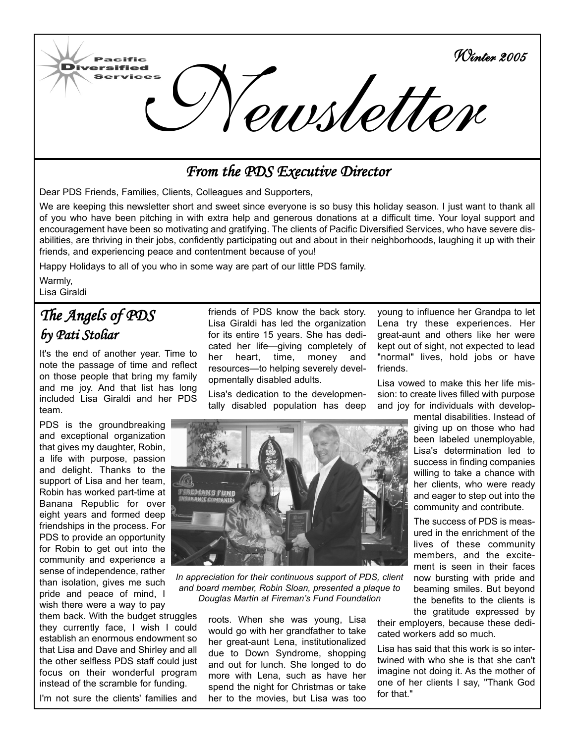Pacific Diversified Services

# Newsletter

Winter 2005

## *From the PDS Executive Director*

Dear PDS Friends, Families, Clients, Colleagues and Supporters,

We are keeping this newsletter short and sweet since everyone is so busy this holiday season. I just want to thank all of you who have been pitching in with extra help and generous donations at a difficult time. Your loyal support and encouragement have been so motivating and gratifying. The clients of Pacific Diversified Services, who have severe disabilities, are thriving in their jobs, confidently participating out and about in their neighborhoods, laughing it up with their friends, and experiencing peace and contentment because of you!

Happy Holidays to all of you who in some way are part of our little PDS family.

Warmly,
Lisa Giraldi

## *The Angels of PDS*
### *by Pati Stoliar*

It's the end of another year. Time to note the passage of time and reflect on those people that bring my family and me joy. And that list has long included Lisa Giraldi and her PDS team.

PDS is the groundbreaking and exceptional organization that gives my daughter, Robin, a life with purpose, passion and delight. Thanks to the support of Lisa and her team, Robin has worked part-time at Banana Republic for over eight years and formed deep friendships in the process. For PDS to provide an opportunity for Robin to get out into the community and experience a sense of independence, rather than isolation, gives me such pride and peace of mind, I wish there were a way to pay them back. With the budget struggles they currently face, I wish I could establish an enormous endowment so that Lisa and Dave and Shirley and all the other selfless PDS staff could just focus on their wonderful program instead of the scramble for funding.

I'm not sure the clients' families and friends of PDS know the back story. Lisa Giraldi has led the organization for its entire 15 years. She has dedicated her life—giving completely of her heart, time, money and resources—to helping severely developmentally disabled adults.

Lisa's dedication to the developmentally disabled population has deep roots. When she was young, Lisa would go with her grandfather to take her great-aunt Lena, institutionalized due to Down Syndrome, shopping and out for lunch. She longed to do more with Lena, such as have her spend the night for Christmas or take her to the movies, but Lisa was too young to influence her Grandpa to let Lena try these experiences. Her great-aunt and others like her were kept out of sight, not expected to lead "normal" lives, hold jobs or have friends.

*In appreciation for their continuous support of PDS, client and board member, Robin Sloan, presented a plaque to Douglas Martin at Fireman's Fund Foundation*

Lisa vowed to make this her life mission: to create lives filled with purpose and joy for individuals with developmental disabilities. Instead of giving up on those who had been labeled unemployable, Lisa's determination led to success in finding companies willing to take a chance with her clients, who were ready and eager to step out into the community and contribute.

The success of PDS is measured in the enrichment of the lives of these community members, and the excitement is seen in their faces now bursting with pride and beaming smiles. But beyond the benefits to the clients is the gratitude expressed by their employers, because these dedicated workers add so much.

Lisa has said that this work is so intertwined with who she is that she can't imagine not doing it. As the mother of one of her clients I say, "Thank God for that."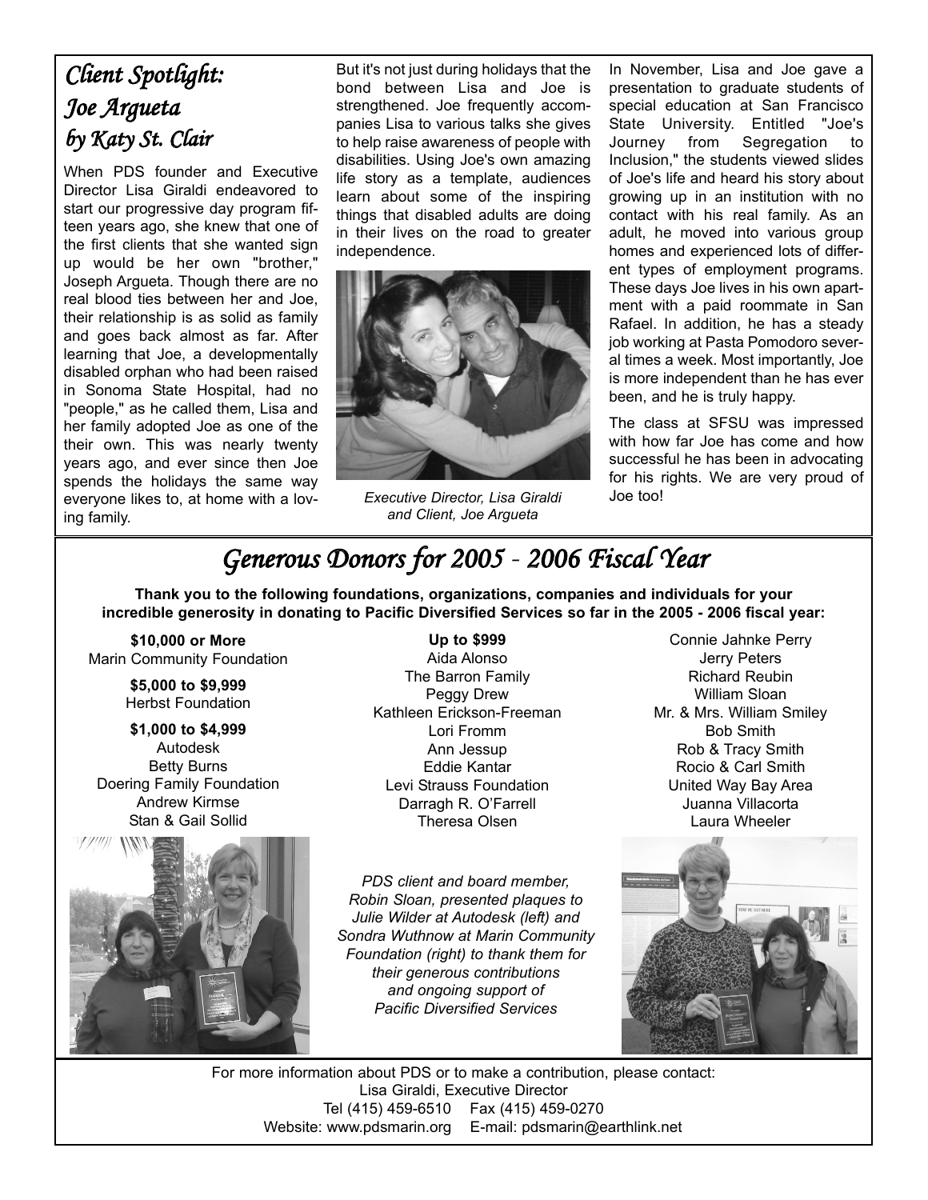## *Client Spotlight: Joe Argueta by Katy St. Clair*

When PDS founder and Executive Director Lisa Giraldi endeavored to start our progressive day program fifteen years ago, she knew that one of the first clients that she wanted sign up would be her own "brother," Joseph Argueta. Though there are no real blood ties between her and Joe, their relationship is as solid as family and goes back almost as far. After learning that Joe, a developmentally disabled orphan who had been raised in Sonoma State Hospital, had no "people," as he called them, Lisa and her family adopted Joe as one of the their own. This was nearly twenty years ago, and ever since then Joe spends the holidays the same way everyone likes to, at home with a loving family.

But it's not just during holidays that the bond between Lisa and Joe is strengthened. Joe frequently accompanies Lisa to various talks she gives to help raise awareness of people with disabilities. Using Joe's own amazing life story as a template, audiences learn about some of the inspiring things that disabled adults are doing in their lives on the road to greater independence.

*Executive Director, Lisa Giraldi and Client, Joe Argueta*

In November, Lisa and Joe gave a presentation to graduate students of special education at San Francisco State University. Entitled "Joe's Journey from Segregation to Inclusion," the students viewed slides of Joe's life and heard his story about growing up in an institution with no contact with his real family. As an adult, he moved into various group homes and experienced lots of different types of employment programs. These days Joe lives in his own apartment with a paid roommate in San Rafael. In addition, he has a steady job working at Pasta Pomodoro several times a week. Most importantly, Joe is more independent than he has ever been, and he is truly happy.

The class at SFSU was impressed with how far Joe has come and how successful he has been in advocating for his rights. We are very proud of Joe too!

## *Generous Donors for 2005 - 2006 Fiscal Year*

**Thank you to the following foundations, organizations, companies and individuals for your incredible generosity in donating to Pacific Diversified Services so far in the 2005 - 2006 fiscal year:**

**$10,000 or More**
Marin Community Foundation

**$5,000 to $9,999**
Herbst Foundation

**$1,000 to $4,999**
Autodesk
Betty Burns
Doering Family Foundation
Andrew Kirmse
Stan & Gail Sollid

**Up to $999**
Aida Alonso
The Barron Family
Peggy Drew
Kathleen Erickson-Freeman
Lori Fromm
Ann Jessup
Eddie Kantar
Levi Strauss Foundation
Darragh R. O'Farrell
Theresa Olsen
Connie Jahnke Perry
Jerry Peters
Richard Reubin
William Sloan
Mr. & Mrs. William Smiley
Bob Smith
Rob & Tracy Smith
Rocio & Carl Smith
United Way Bay Area
Juanna Villacorta
Laura Wheeler

*PDS client and board member, Robin Sloan, presented plaques to Julie Wilder at Autodesk (left) and Sondra Wuthnow at Marin Community Foundation (right) to thank them for their generous contributions and ongoing support of Pacific Diversified Services*

For more information about PDS or to make a contribution, please contact:
Lisa Giraldi, Executive Director
Tel (415) 459-6510 Fax (415) 459-0270
Website: www.pdsmarin.org E-mail: pdsmarin@earthlink.net